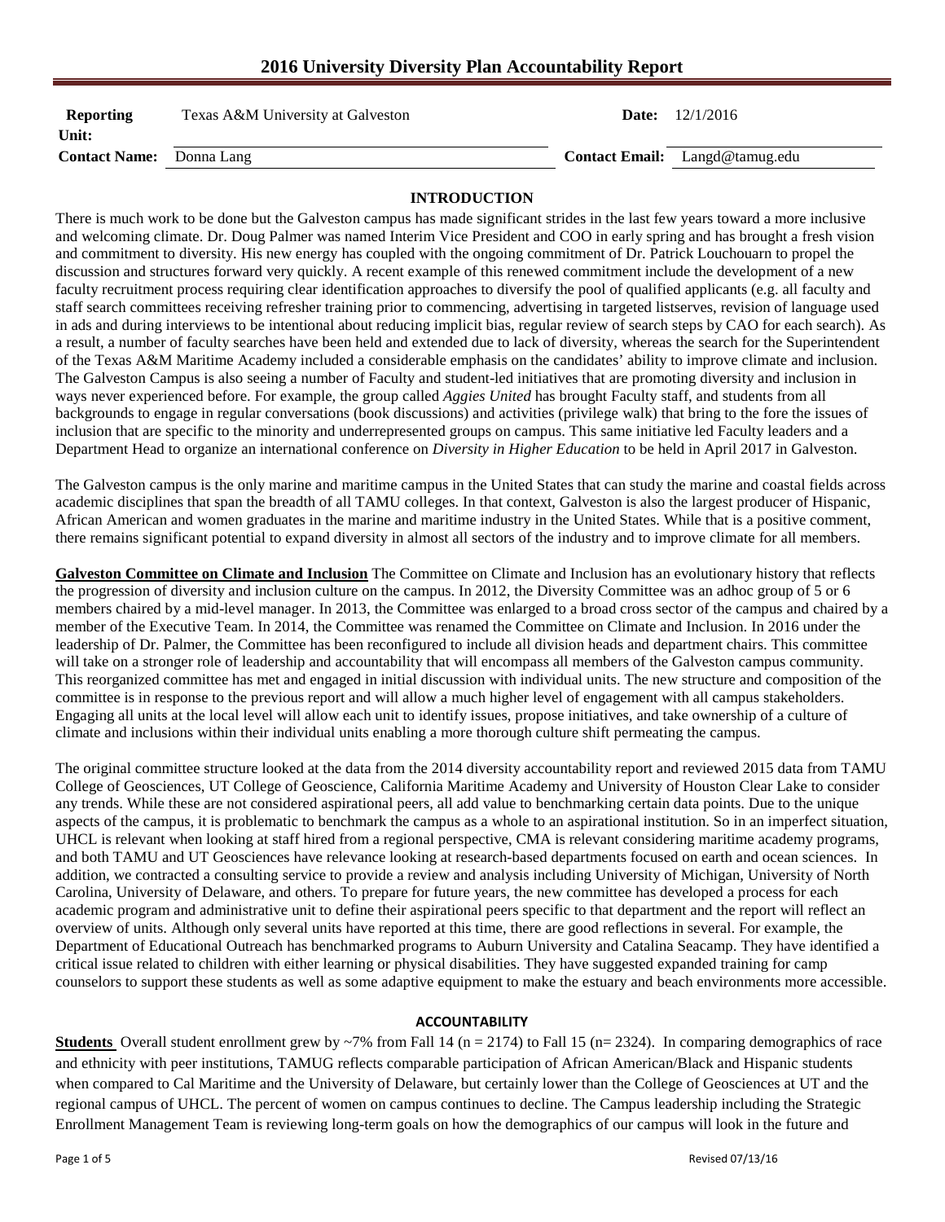# 2016 University Diversity Plan Accountability Report

| | | | |
|---|---|---|---|
| **Reporting Unit:** | Texas A&M University at Galveston | **Date:** | 12/1/2016 |
| **Contact Name:** | Donna Lang | **Contact Email:** | Langd@tamug.edu |

## INTRODUCTION

There is much work to be done but the Galveston campus has made significant strides in the last few years toward a more inclusive and welcoming climate. Dr. Doug Palmer was named Interim Vice President and COO in early spring and has brought a fresh vision and commitment to diversity. His new energy has coupled with the ongoing commitment of Dr. Patrick Louchouarn to propel the discussion and structures forward very quickly. A recent example of this renewed commitment include the development of a new faculty recruitment process requiring clear identification approaches to diversify the pool of qualified applicants (e.g. all faculty and staff search committees receiving refresher training prior to commencing, advertising in targeted listserves, revision of language used in ads and during interviews to be intentional about reducing implicit bias, regular review of search steps by CAO for each search). As a result, a number of faculty searches have been held and extended due to lack of diversity, whereas the search for the Superintendent of the Texas A&M Maritime Academy included a considerable emphasis on the candidates' ability to improve climate and inclusion. The Galveston Campus is also seeing a number of Faculty and student-led initiatives that are promoting diversity and inclusion in ways never experienced before. For example, the group called *Aggies United* has brought Faculty staff, and students from all backgrounds to engage in regular conversations (book discussions) and activities (privilege walk) that bring to the fore the issues of inclusion that are specific to the minority and underrepresented groups on campus. This same initiative led Faculty leaders and a Department Head to organize an international conference on *Diversity in Higher Education* to be held in April 2017 in Galveston.

The Galveston campus is the only marine and maritime campus in the United States that can study the marine and coastal fields across academic disciplines that span the breadth of all TAMU colleges. In that context, Galveston is also the largest producer of Hispanic, African American and women graduates in the marine and maritime industry in the United States. While that is a positive comment, there remains significant potential to expand diversity in almost all sectors of the industry and to improve climate for all members.

**Galveston Committee on Climate and Inclusion** The Committee on Climate and Inclusion has an evolutionary history that reflects the progression of diversity and inclusion culture on the campus. In 2012, the Diversity Committee was an adhoc group of 5 or 6 members chaired by a mid-level manager. In 2013, the Committee was enlarged to a broad cross sector of the campus and chaired by a member of the Executive Team. In 2014, the Committee was renamed the Committee on Climate and Inclusion. In 2016 under the leadership of Dr. Palmer, the Committee has been reconfigured to include all division heads and department chairs. This committee will take on a stronger role of leadership and accountability that will encompass all members of the Galveston campus community. This reorganized committee has met and engaged in initial discussion with individual units. The new structure and composition of the committee is in response to the previous report and will allow a much higher level of engagement with all campus stakeholders. Engaging all units at the local level will allow each unit to identify issues, propose initiatives, and take ownership of a culture of climate and inclusions within their individual units enabling a more thorough culture shift permeating the campus.

The original committee structure looked at the data from the 2014 diversity accountability report and reviewed 2015 data from TAMU College of Geosciences, UT College of Geoscience, California Maritime Academy and University of Houston Clear Lake to consider any trends. While these are not considered aspirational peers, all add value to benchmarking certain data points. Due to the unique aspects of the campus, it is problematic to benchmark the campus as a whole to an aspirational institution. So in an imperfect situation, UHCL is relevant when looking at staff hired from a regional perspective, CMA is relevant considering maritime academy programs, and both TAMU and UT Geosciences have relevance looking at research-based departments focused on earth and ocean sciences. In addition, we contracted a consulting service to provide a review and analysis including University of Michigan, University of North Carolina, University of Delaware, and others. To prepare for future years, the new committee has developed a process for each academic program and administrative unit to define their aspirational peers specific to that department and the report will reflect an overview of units. Although only several units have reported at this time, there are good reflections in several. For example, the Department of Educational Outreach has benchmarked programs to Auburn University and Catalina Seacamp. They have identified a critical issue related to children with either learning or physical disabilities. They have suggested expanded training for camp counselors to support these students as well as some adaptive equipment to make the estuary and beach environments more accessible.

## ACCOUNTABILITY

**Students** Overall student enrollment grew by ~7% from Fall 14 (n = 2174) to Fall 15 (n= 2324). In comparing demographics of race and ethnicity with peer institutions, TAMUG reflects comparable participation of African American/Black and Hispanic students when compared to Cal Maritime and the University of Delaware, but certainly lower than the College of Geosciences at UT and the regional campus of UHCL. The percent of women on campus continues to decline. The Campus leadership including the Strategic Enrollment Management Team is reviewing long-term goals on how the demographics of our campus will look in the future and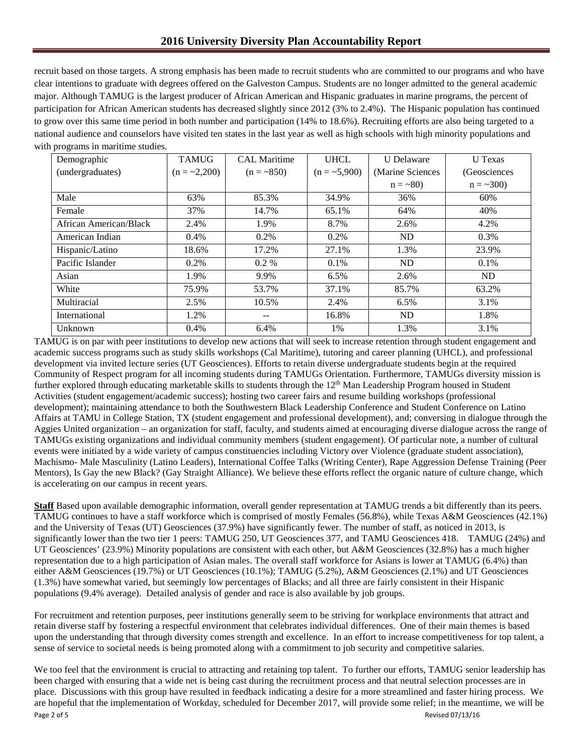recruit based on those targets. A strong emphasis has been made to recruit students who are committed to our programs and who have clear intentions to graduate with degrees offered on the Galveston Campus. Students are no longer admitted to the general academic major. Although TAMUG is the largest producer of African American and Hispanic graduates in marine programs, the percent of participation for African American students has decreased slightly since 2012 (3% to 2.4%). The Hispanic population has continued to grow over this same time period in both number and participation (14% to 18.6%). Recruiting efforts are also being targeted to a national audience and counselors have visited ten states in the last year as well as high schools with high minority populations and with programs in maritime studies.

| Demographic (undergraduates) | TAMUG (n = ~2,200) | CAL Maritime (n = ~850) | UHCL (n = ~5,900) | U Delaware (Marine Sciences n = ~80) | U Texas (Geosciences n = ~300) |
|---|---|---|---|---|---|
| Male | 63% | 85.3% | 34.9% | 36% | 60% |
| Female | 37% | 14.7% | 65.1% | 64% | 40% |
| African American/Black | 2.4% | 1.9% | 8.7% | 2.6% | 4.2% |
| American Indian | 0.4% | 0.2% | 0.2% | ND | 0.3% |
| Hispanic/Latino | 18.6% | 17.2% | 27.1% | 1.3% | 23.9% |
| Pacific Islander | 0.2% | 0.2 % | 0.1% | ND | 0.1% |
| Asian | 1.9% | 9.9% | 6.5% | 2.6% | ND |
| White | 75.9% | 53.7% | 37.1% | 85.7% | 63.2% |
| Multiracial | 2.5% | 10.5% | 2.4% | 6.5% | 3.1% |
| International | 1.2% | -- | 16.8% | ND | 1.8% |
| Unknown | 0.4% | 6.4% | 1% | 1.3% | 3.1% |

TAMUG is on par with peer institutions to develop new actions that will seek to increase retention through student engagement and academic success programs such as study skills workshops (Cal Maritime), tutoring and career planning (UHCL), and professional development via invited lecture series (UT Geosciences). Efforts to retain diverse undergraduate students begin at the required Community of Respect program for all incoming students during TAMUGs Orientation. Furthermore, TAMUGs diversity mission is further explored through educating marketable skills to students through the 12th Man Leadership Program housed in Student Activities (student engagement/academic success); hosting two career fairs and resume building workshops (professional development); maintaining attendance to both the Southwestern Black Leadership Conference and Student Conference on Latino Affairs at TAMU in College Station, TX (student engagement and professional development), and; conversing in dialogue through the Aggies United organization – an organization for staff, faculty, and students aimed at encouraging diverse dialogue across the range of TAMUGs existing organizations and individual community members (student engagement). Of particular note, a number of cultural events were initiated by a wide variety of campus constituencies including Victory over Violence (graduate student association), Machismo- Male Masculinity (Latino Leaders), International Coffee Talks (Writing Center), Rape Aggression Defense Training (Peer Mentors), Is Gay the new Black? (Gay Straight Alliance). We believe these efforts reflect the organic nature of culture change, which is accelerating on our campus in recent years.

**Staff** Based upon available demographic information, overall gender representation at TAMUG trends a bit differently than its peers. TAMUG continues to have a staff workforce which is comprised of mostly Females (56.8%), while Texas A&M Geosciences (42.1%) and the University of Texas (UT) Geosciences (37.9%) have significantly fewer. The number of staff, as noticed in 2013, is significantly lower than the two tier 1 peers: TAMUG 250, UT Geosciences 377, and TAMU Geosciences 418. TAMUG (24%) and UT Geosciences' (23.9%) Minority populations are consistent with each other, but A&M Geosciences (32.8%) has a much higher representation due to a high participation of Asian males. The overall staff workforce for Asians is lower at TAMUG (6.4%) than either A&M Geosciences (19.7%) or UT Geosciences (10.1%); TAMUG (5.2%), A&M Geosciences (2.1%) and UT Geosciences (1.3%) have somewhat varied, but seemingly low percentages of Blacks; and all three are fairly consistent in their Hispanic populations (9.4% average). Detailed analysis of gender and race is also available by job groups.

For recruitment and retention purposes, peer institutions generally seem to be striving for workplace environments that attract and retain diverse staff by fostering a respectful environment that celebrates individual differences. One of their main themes is based upon the understanding that through diversity comes strength and excellence. In an effort to increase competitiveness for top talent, a sense of service to societal needs is being promoted along with a commitment to job security and competitive salaries.

We too feel that the environment is crucial to attracting and retaining top talent. To further our efforts, TAMUG senior leadership has been charged with ensuring that a wide net is being cast during the recruitment process and that neutral selection processes are in place. Discussions with this group have resulted in feedback indicating a desire for a more streamlined and faster hiring process. We are hopeful that the implementation of Workday, scheduled for December 2017, will provide some relief; in the meantime, we will be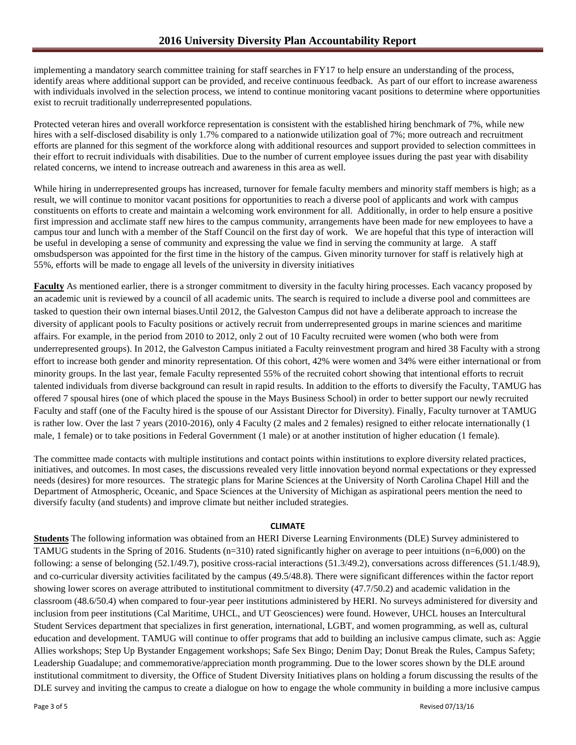implementing a mandatory search committee training for staff searches in FY17 to help ensure an understanding of the process, identify areas where additional support can be provided, and receive continuous feedback. As part of our effort to increase awareness with individuals involved in the selection process, we intend to continue monitoring vacant positions to determine where opportunities exist to recruit traditionally underrepresented populations.

Protected veteran hires and overall workforce representation is consistent with the established hiring benchmark of 7%, while new hires with a self-disclosed disability is only 1.7% compared to a nationwide utilization goal of 7%; more outreach and recruitment efforts are planned for this segment of the workforce along with additional resources and support provided to selection committees in their effort to recruit individuals with disabilities. Due to the number of current employee issues during the past year with disability related concerns, we intend to increase outreach and awareness in this area as well.

While hiring in underrepresented groups has increased, turnover for female faculty members and minority staff members is high; as a result, we will continue to monitor vacant positions for opportunities to reach a diverse pool of applicants and work with campus constituents on efforts to create and maintain a welcoming work environment for all. Additionally, in order to help ensure a positive first impression and acclimate staff new hires to the campus community, arrangements have been made for new employees to have a campus tour and lunch with a member of the Staff Council on the first day of work. We are hopeful that this type of interaction will be useful in developing a sense of community and expressing the value we find in serving the community at large. A staff omsbudsperson was appointed for the first time in the history of the campus. Given minority turnover for staff is relatively high at 55%, efforts will be made to engage all levels of the university in diversity initiatives

**Faculty** As mentioned earlier, there is a stronger commitment to diversity in the faculty hiring processes. Each vacancy proposed by an academic unit is reviewed by a council of all academic units. The search is required to include a diverse pool and committees are tasked to question their own internal biases.Until 2012, the Galveston Campus did not have a deliberate approach to increase the diversity of applicant pools to Faculty positions or actively recruit from underrepresented groups in marine sciences and maritime affairs. For example, in the period from 2010 to 2012, only 2 out of 10 Faculty recruited were women (who both were from underrepresented groups). In 2012, the Galveston Campus initiated a Faculty reinvestment program and hired 38 Faculty with a strong effort to increase both gender and minority representation. Of this cohort, 42% were women and 34% were either international or from minority groups. In the last year, female Faculty represented 55% of the recruited cohort showing that intentional efforts to recruit talented individuals from diverse background can result in rapid results. In addition to the efforts to diversify the Faculty, TAMUG has offered 7 spousal hires (one of which placed the spouse in the Mays Business School) in order to better support our newly recruited Faculty and staff (one of the Faculty hired is the spouse of our Assistant Director for Diversity). Finally, Faculty turnover at TAMUG is rather low. Over the last 7 years (2010-2016), only 4 Faculty (2 males and 2 females) resigned to either relocate internationally (1 male, 1 female) or to take positions in Federal Government (1 male) or at another institution of higher education (1 female).

The committee made contacts with multiple institutions and contact points within institutions to explore diversity related practices, initiatives, and outcomes. In most cases, the discussions revealed very little innovation beyond normal expectations or they expressed needs (desires) for more resources. The strategic plans for Marine Sciences at the University of North Carolina Chapel Hill and the Department of Atmospheric, Oceanic, and Space Sciences at the University of Michigan as aspirational peers mention the need to diversify faculty (and students) and improve climate but neither included strategies.

## CLIMATE

**Students** The following information was obtained from an HERI Diverse Learning Environments (DLE) Survey administered to TAMUG students in the Spring of 2016. Students (n=310) rated significantly higher on average to peer intuitions (n=6,000) on the following: a sense of belonging (52.1/49.7), positive cross-racial interactions (51.3/49.2), conversations across differences (51.1/48.9), and co-curricular diversity activities facilitated by the campus (49.5/48.8). There were significant differences within the factor report showing lower scores on average attributed to institutional commitment to diversity (47.7/50.2) and academic validation in the classroom (48.6/50.4) when compared to four-year peer institutions administered by HERI. No surveys administered for diversity and inclusion from peer institutions (Cal Maritime, UHCL, and UT Geosciences) were found. However, UHCL houses an Intercultural Student Services department that specializes in first generation, international, LGBT, and women programming, as well as, cultural education and development. TAMUG will continue to offer programs that add to building an inclusive campus climate, such as: Aggie Allies workshops; Step Up Bystander Engagement workshops; Safe Sex Bingo; Denim Day; Donut Break the Rules, Campus Safety; Leadership Guadalupe; and commemorative/appreciation month programming. Due to the lower scores shown by the DLE around institutional commitment to diversity, the Office of Student Diversity Initiatives plans on holding a forum discussing the results of the DLE survey and inviting the campus to create a dialogue on how to engage the whole community in building a more inclusive campus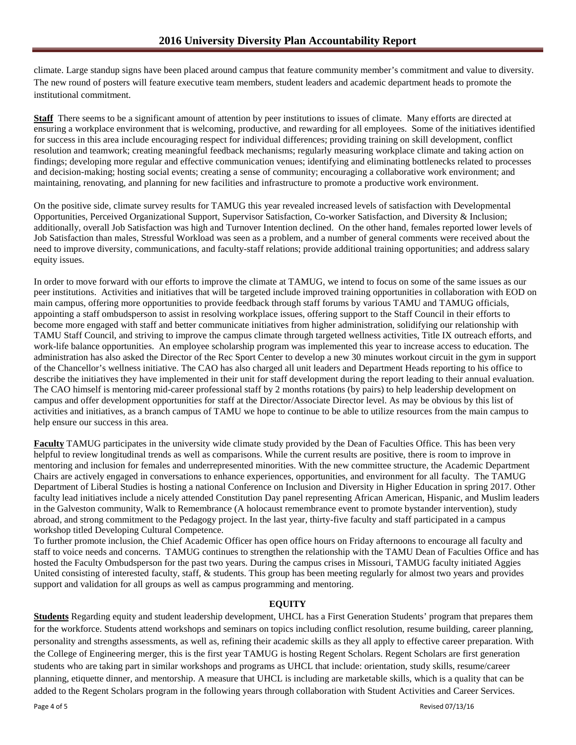climate. Large standup signs have been placed around campus that feature community member's commitment and value to diversity. The new round of posters will feature executive team members, student leaders and academic department heads to promote the institutional commitment.

**Staff** There seems to be a significant amount of attention by peer institutions to issues of climate. Many efforts are directed at ensuring a workplace environment that is welcoming, productive, and rewarding for all employees. Some of the initiatives identified for success in this area include encouraging respect for individual differences; providing training on skill development, conflict resolution and teamwork; creating meaningful feedback mechanisms; regularly measuring workplace climate and taking action on findings; developing more regular and effective communication venues; identifying and eliminating bottlenecks related to processes and decision-making; hosting social events; creating a sense of community; encouraging a collaborative work environment; and maintaining, renovating, and planning for new facilities and infrastructure to promote a productive work environment.

On the positive side, climate survey results for TAMUG this year revealed increased levels of satisfaction with Developmental Opportunities, Perceived Organizational Support, Supervisor Satisfaction, Co-worker Satisfaction, and Diversity & Inclusion; additionally, overall Job Satisfaction was high and Turnover Intention declined. On the other hand, females reported lower levels of Job Satisfaction than males, Stressful Workload was seen as a problem, and a number of general comments were received about the need to improve diversity, communications, and faculty-staff relations; provide additional training opportunities; and address salary equity issues.

In order to move forward with our efforts to improve the climate at TAMUG, we intend to focus on some of the same issues as our peer institutions. Activities and initiatives that will be targeted include improved training opportunities in collaboration with EOD on main campus, offering more opportunities to provide feedback through staff forums by various TAMU and TAMUG officials, appointing a staff ombudsperson to assist in resolving workplace issues, offering support to the Staff Council in their efforts to become more engaged with staff and better communicate initiatives from higher administration, solidifying our relationship with TAMU Staff Council, and striving to improve the campus climate through targeted wellness activities, Title IX outreach efforts, and work-life balance opportunities. An employee scholarship program was implemented this year to increase access to education. The administration has also asked the Director of the Rec Sport Center to develop a new 30 minutes workout circuit in the gym in support of the Chancellor's wellness initiative. The CAO has also charged all unit leaders and Department Heads reporting to his office to describe the initiatives they have implemented in their unit for staff development during the report leading to their annual evaluation. The CAO himself is mentoring mid-career professional staff by 2 months rotations (by pairs) to help leadership development on campus and offer development opportunities for staff at the Director/Associate Director level. As may be obvious by this list of activities and initiatives, as a branch campus of TAMU we hope to continue to be able to utilize resources from the main campus to help ensure our success in this area.

**Faculty** TAMUG participates in the university wide climate study provided by the Dean of Faculties Office. This has been very helpful to review longitudinal trends as well as comparisons. While the current results are positive, there is room to improve in mentoring and inclusion for females and underrepresented minorities. With the new committee structure, the Academic Department Chairs are actively engaged in conversations to enhance experiences, opportunities, and environment for all faculty. The TAMUG Department of Liberal Studies is hosting a national Conference on Inclusion and Diversity in Higher Education in spring 2017. Other faculty lead initiatives include a nicely attended Constitution Day panel representing African American, Hispanic, and Muslim leaders in the Galveston community, Walk to Remembrance (A holocaust remembrance event to promote bystander intervention), study abroad, and strong commitment to the Pedagogy project. In the last year, thirty-five faculty and staff participated in a campus workshop titled Developing Cultural Competence.

To further promote inclusion, the Chief Academic Officer has open office hours on Friday afternoons to encourage all faculty and staff to voice needs and concerns. TAMUG continues to strengthen the relationship with the TAMU Dean of Faculties Office and has hosted the Faculty Ombudsperson for the past two years. During the campus crises in Missouri, TAMUG faculty initiated Aggies United consisting of interested faculty, staff, & students. This group has been meeting regularly for almost two years and provides support and validation for all groups as well as campus programming and mentoring.

## EQUITY

**Students** Regarding equity and student leadership development, UHCL has a First Generation Students' program that prepares them for the workforce. Students attend workshops and seminars on topics including conflict resolution, resume building, career planning, personality and strengths assessments, as well as, refining their academic skills as they all apply to effective career preparation. With the College of Engineering merger, this is the first year TAMUG is hosting Regent Scholars. Regent Scholars are first generation students who are taking part in similar workshops and programs as UHCL that include: orientation, study skills, resume/career planning, etiquette dinner, and mentorship. A measure that UHCL is including are marketable skills, which is a quality that can be added to the Regent Scholars program in the following years through collaboration with Student Activities and Career Services.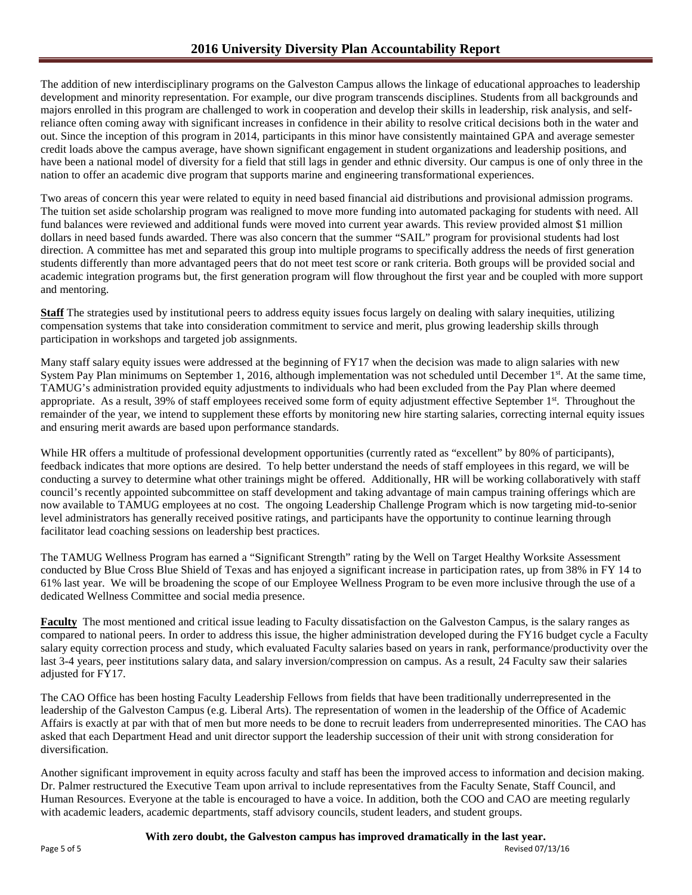The addition of new interdisciplinary programs on the Galveston Campus allows the linkage of educational approaches to leadership development and minority representation. For example, our dive program transcends disciplines. Students from all backgrounds and majors enrolled in this program are challenged to work in cooperation and develop their skills in leadership, risk analysis, and self-reliance often coming away with significant increases in confidence in their ability to resolve critical decisions both in the water and out. Since the inception of this program in 2014, participants in this minor have consistently maintained GPA and average semester credit loads above the campus average, have shown significant engagement in student organizations and leadership positions, and have been a national model of diversity for a field that still lags in gender and ethnic diversity. Our campus is one of only three in the nation to offer an academic dive program that supports marine and engineering transformational experiences.

Two areas of concern this year were related to equity in need based financial aid distributions and provisional admission programs. The tuition set aside scholarship program was realigned to move more funding into automated packaging for students with need. All fund balances were reviewed and additional funds were moved into current year awards. This review provided almost $1 million dollars in need based funds awarded. There was also concern that the summer "SAIL" program for provisional students had lost direction. A committee has met and separated this group into multiple programs to specifically address the needs of first generation students differently than more advantaged peers that do not meet test score or rank criteria. Both groups will be provided social and academic integration programs but, the first generation program will flow throughout the first year and be coupled with more support and mentoring.

**Staff** The strategies used by institutional peers to address equity issues focus largely on dealing with salary inequities, utilizing compensation systems that take into consideration commitment to service and merit, plus growing leadership skills through participation in workshops and targeted job assignments.

Many staff salary equity issues were addressed at the beginning of FY17 when the decision was made to align salaries with new System Pay Plan minimums on September 1, 2016, although implementation was not scheduled until December 1st. At the same time, TAMUG's administration provided equity adjustments to individuals who had been excluded from the Pay Plan where deemed appropriate. As a result, 39% of staff employees received some form of equity adjustment effective September 1st. Throughout the remainder of the year, we intend to supplement these efforts by monitoring new hire starting salaries, correcting internal equity issues and ensuring merit awards are based upon performance standards.

While HR offers a multitude of professional development opportunities (currently rated as "excellent" by 80% of participants), feedback indicates that more options are desired. To help better understand the needs of staff employees in this regard, we will be conducting a survey to determine what other trainings might be offered. Additionally, HR will be working collaboratively with staff council's recently appointed subcommittee on staff development and taking advantage of main campus training offerings which are now available to TAMUG employees at no cost. The ongoing Leadership Challenge Program which is now targeting mid-to-senior level administrators has generally received positive ratings, and participants have the opportunity to continue learning through facilitator lead coaching sessions on leadership best practices.

The TAMUG Wellness Program has earned a "Significant Strength" rating by the Well on Target Healthy Worksite Assessment conducted by Blue Cross Blue Shield of Texas and has enjoyed a significant increase in participation rates, up from 38% in FY 14 to 61% last year. We will be broadening the scope of our Employee Wellness Program to be even more inclusive through the use of a dedicated Wellness Committee and social media presence.

**Faculty** The most mentioned and critical issue leading to Faculty dissatisfaction on the Galveston Campus, is the salary ranges as compared to national peers. In order to address this issue, the higher administration developed during the FY16 budget cycle a Faculty salary equity correction process and study, which evaluated Faculty salaries based on years in rank, performance/productivity over the last 3-4 years, peer institutions salary data, and salary inversion/compression on campus. As a result, 24 Faculty saw their salaries adjusted for FY17.

The CAO Office has been hosting Faculty Leadership Fellows from fields that have been traditionally underrepresented in the leadership of the Galveston Campus (e.g. Liberal Arts). The representation of women in the leadership of the Office of Academic Affairs is exactly at par with that of men but more needs to be done to recruit leaders from underrepresented minorities. The CAO has asked that each Department Head and unit director support the leadership succession of their unit with strong consideration for diversification.

Another significant improvement in equity across faculty and staff has been the improved access to information and decision making. Dr. Palmer restructured the Executive Team upon arrival to include representatives from the Faculty Senate, Staff Council, and Human Resources. Everyone at the table is encouraged to have a voice. In addition, both the COO and CAO are meeting regularly with academic leaders, academic departments, staff advisory councils, student leaders, and student groups.

**With zero doubt, the Galveston campus has improved dramatically in the last year.**